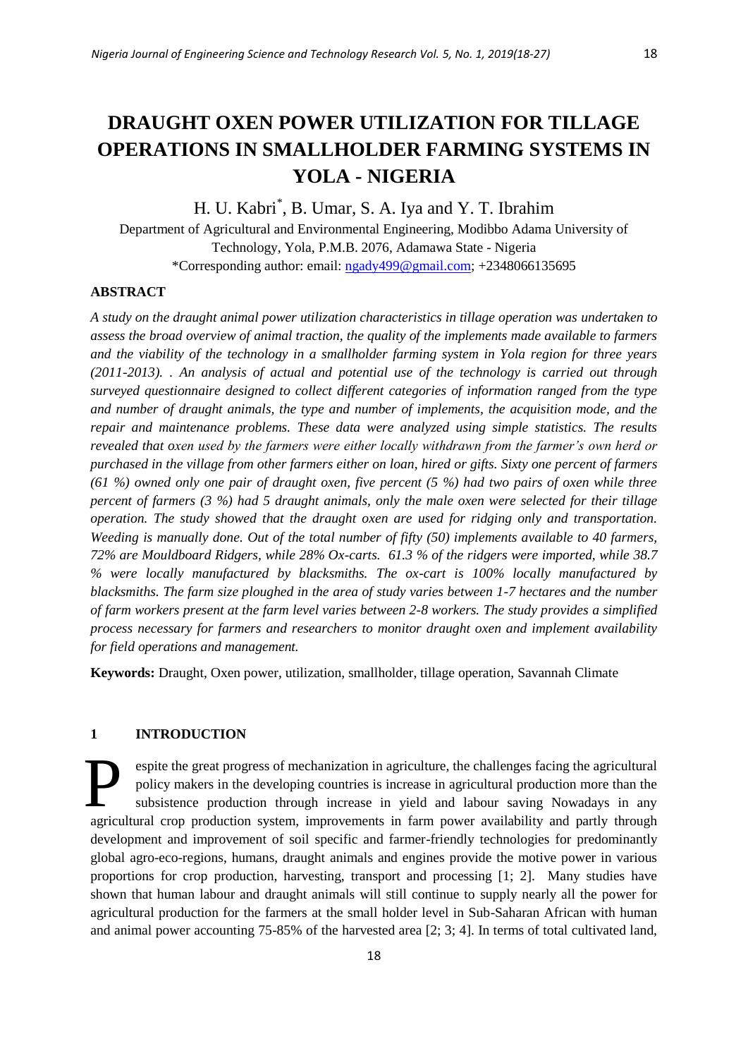# DRAUGHT OXEN POWER UTILIZATION FOR TILLAGE OPERATIONS IN SMALLHOLDER FARMING SYSTEMS IN YOLA - NIGERIA

H. U. Kabri*, B. Umar, S. A. Iya and Y. T. Ibrahim

Department of Agricultural and Environmental Engineering, Modibbo Adama University of Technology, Yola, P.M.B. 2076, Adamawa State - Nigeria

*Corresponding author: email: ngady499@gmail.com; +2348066135695

## ABSTRACT

*A study on the draught animal power utilization characteristics in tillage operation was undertaken to assess the broad overview of animal traction, the quality of the implements made available to farmers and the viability of the technology in a smallholder farming system in Yola region for three years (2011-2013). . An analysis of actual and potential use of the technology is carried out through surveyed questionnaire designed to collect different categories of information ranged from the type and number of draught animals, the type and number of implements, the acquisition mode, and the repair and maintenance problems. These data were analyzed using simple statistics. The results revealed that oxen used by the farmers were either locally withdrawn from the farmer's own herd or purchased in the village from other farmers either on loan, hired or gifts. Sixty one percent of farmers (61 %) owned only one pair of draught oxen, five percent (5 %) had two pairs of oxen while three percent of farmers (3 %) had 5 draught animals, only the male oxen were selected for their tillage operation. The study showed that the draught oxen are used for ridging only and transportation. Weeding is manually done. Out of the total number of fifty (50) implements available to 40 farmers, 72% are Mouldboard Ridgers, while 28% Ox-carts. 61.3 % of the ridgers were imported, while 38.7 % were locally manufactured by blacksmiths. The ox-cart is 100% locally manufactured by blacksmiths. The farm size ploughed in the area of study varies between 1-7 hectares and the number of farm workers present at the farm level varies between 2-8 workers. The study provides a simplified process necessary for farmers and researchers to monitor draught oxen and implement availability for field operations and management.*

**Keywords:** Draught, Oxen power, utilization, smallholder, tillage operation, Savannah Climate

## 1 INTRODUCTION

Despite the great progress of mechanization in agriculture, the challenges facing the agricultural policy makers in the developing countries is increase in agricultural production more than the subsistence production through increase in yield and labour saving Nowadays in any agricultural crop production system, improvements in farm power availability and partly through development and improvement of soil specific and farmer-friendly technologies for predominantly global agro-eco-regions, humans, draught animals and engines provide the motive power in various proportions for crop production, harvesting, transport and processing [1; 2]. Many studies have shown that human labour and draught animals will still continue to supply nearly all the power for agricultural production for the farmers at the small holder level in Sub-Saharan African with human and animal power accounting 75-85% of the harvested area [2; 3; 4]. In terms of total cultivated land,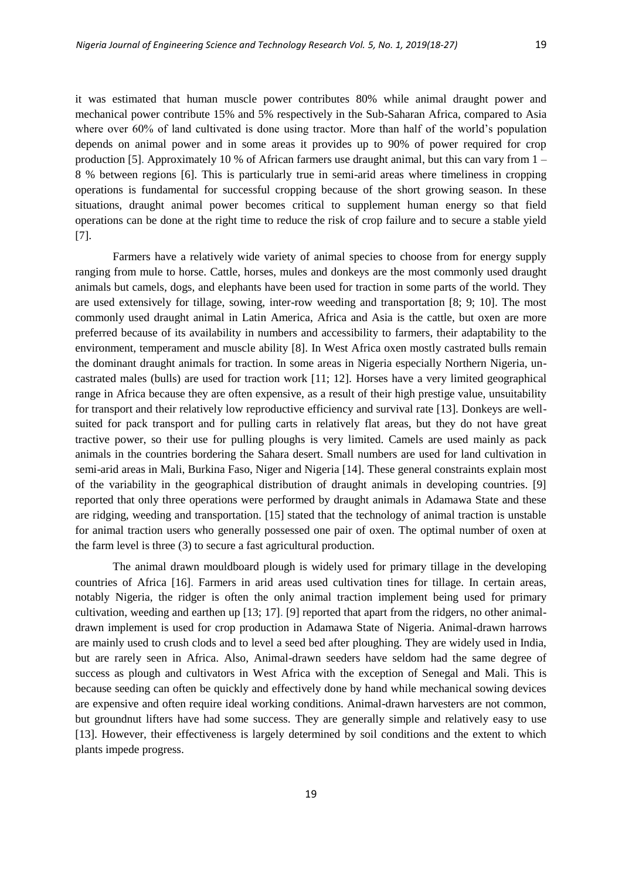it was estimated that human muscle power contributes 80% while animal draught power and mechanical power contribute 15% and 5% respectively in the Sub-Saharan Africa, compared to Asia where over 60% of land cultivated is done using tractor. More than half of the world's population depends on animal power and in some areas it provides up to 90% of power required for crop production [5]. Approximately 10 % of African farmers use draught animal, but this can vary from 1 – 8 % between regions [6]. This is particularly true in semi-arid areas where timeliness in cropping operations is fundamental for successful cropping because of the short growing season. In these situations, draught animal power becomes critical to supplement human energy so that field operations can be done at the right time to reduce the risk of crop failure and to secure a stable yield [7].

Farmers have a relatively wide variety of animal species to choose from for energy supply ranging from mule to horse. Cattle, horses, mules and donkeys are the most commonly used draught animals but camels, dogs, and elephants have been used for traction in some parts of the world. They are used extensively for tillage, sowing, inter-row weeding and transportation [8; 9; 10]. The most commonly used draught animal in Latin America, Africa and Asia is the cattle, but oxen are more preferred because of its availability in numbers and accessibility to farmers, their adaptability to the environment, temperament and muscle ability [8]. In West Africa oxen mostly castrated bulls remain the dominant draught animals for traction. In some areas in Nigeria especially Northern Nigeria, un-castrated males (bulls) are used for traction work [11; 12]. Horses have a very limited geographical range in Africa because they are often expensive, as a result of their high prestige value, unsuitability for transport and their relatively low reproductive efficiency and survival rate [13]. Donkeys are well-suited for pack transport and for pulling carts in relatively flat areas, but they do not have great tractive power, so their use for pulling ploughs is very limited. Camels are used mainly as pack animals in the countries bordering the Sahara desert. Small numbers are used for land cultivation in semi-arid areas in Mali, Burkina Faso, Niger and Nigeria [14]. These general constraints explain most of the variability in the geographical distribution of draught animals in developing countries. [9] reported that only three operations were performed by draught animals in Adamawa State and these are ridging, weeding and transportation. [15] stated that the technology of animal traction is unstable for animal traction users who generally possessed one pair of oxen. The optimal number of oxen at the farm level is three (3) to secure a fast agricultural production.

The animal drawn mouldboard plough is widely used for primary tillage in the developing countries of Africa [16]. Farmers in arid areas used cultivation tines for tillage. In certain areas, notably Nigeria, the ridger is often the only animal traction implement being used for primary cultivation, weeding and earthen up [13; 17]. [9] reported that apart from the ridgers, no other animal-drawn implement is used for crop production in Adamawa State of Nigeria. Animal-drawn harrows are mainly used to crush clods and to level a seed bed after ploughing. They are widely used in India, but are rarely seen in Africa. Also, Animal-drawn seeders have seldom had the same degree of success as plough and cultivators in West Africa with the exception of Senegal and Mali. This is because seeding can often be quickly and effectively done by hand while mechanical sowing devices are expensive and often require ideal working conditions. Animal-drawn harvesters are not common, but groundnut lifters have had some success. They are generally simple and relatively easy to use [13]. However, their effectiveness is largely determined by soil conditions and the extent to which plants impede progress.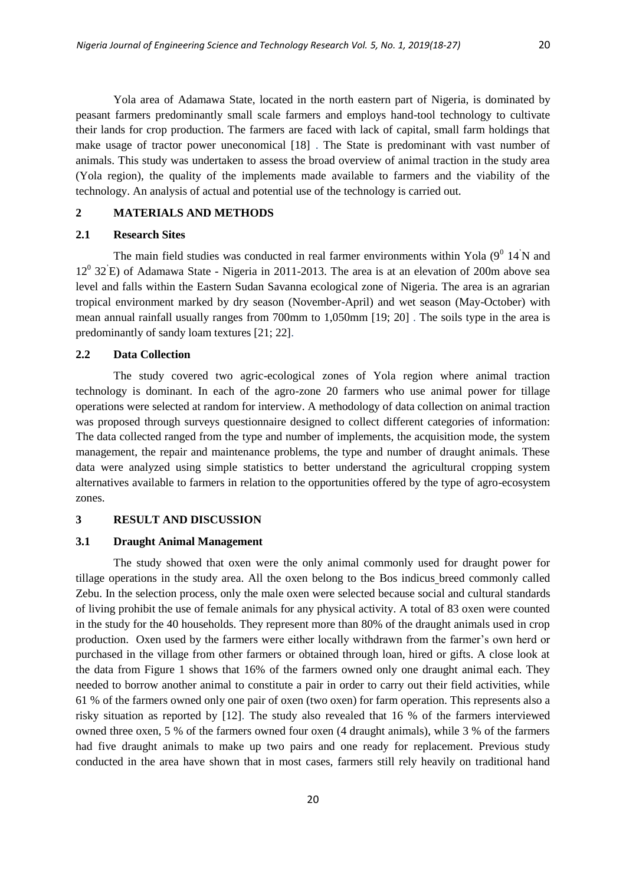Yola area of Adamawa State, located in the north eastern part of Nigeria, is dominated by peasant farmers predominantly small scale farmers and employs hand-tool technology to cultivate their lands for crop production. The farmers are faced with lack of capital, small farm holdings that make usage of tractor power uneconomical [18] . The State is predominant with vast number of animals. This study was undertaken to assess the broad overview of animal traction in the study area (Yola region), the quality of the implements made available to farmers and the viability of the technology. An analysis of actual and potential use of the technology is carried out.

## 2 MATERIALS AND METHODS

### 2.1 Research Sites

The main field studies was conducted in real farmer environments within Yola ($9^0$ 14'N and $12^0$ 32'E) of Adamawa State - Nigeria in 2011-2013. The area is at an elevation of 200m above sea level and falls within the Eastern Sudan Savanna ecological zone of Nigeria. The area is an agrarian tropical environment marked by dry season (November-April) and wet season (May-October) with mean annual rainfall usually ranges from 700mm to 1,050mm [19; 20] . The soils type in the area is predominantly of sandy loam textures [21; 22].

### 2.2 Data Collection

The study covered two agric-ecological zones of Yola region where animal traction technology is dominant. In each of the agro-zone 20 farmers who use animal power for tillage operations were selected at random for interview. A methodology of data collection on animal traction was proposed through surveys questionnaire designed to collect different categories of information: The data collected ranged from the type and number of implements, the acquisition mode, the system management, the repair and maintenance problems, the type and number of draught animals. These data were analyzed using simple statistics to better understand the agricultural cropping system alternatives available to farmers in relation to the opportunities offered by the type of agro-ecosystem zones.

## 3 RESULT AND DISCUSSION

### 3.1 Draught Animal Management

The study showed that oxen were the only animal commonly used for draught power for tillage operations in the study area. All the oxen belong to the Bos indicus breed commonly called Zebu. In the selection process, only the male oxen were selected because social and cultural standards of living prohibit the use of female animals for any physical activity. A total of 83 oxen were counted in the study for the 40 households. They represent more than 80% of the draught animals used in crop production. Oxen used by the farmers were either locally withdrawn from the farmer's own herd or purchased in the village from other farmers or obtained through loan, hired or gifts. A close look at the data from Figure 1 shows that 16% of the farmers owned only one draught animal each. They needed to borrow another animal to constitute a pair in order to carry out their field activities, while 61 % of the farmers owned only one pair of oxen (two oxen) for farm operation. This represents also a risky situation as reported by [12]. The study also revealed that 16 % of the farmers interviewed owned three oxen, 5 % of the farmers owned four oxen (4 draught animals), while 3 % of the farmers had five draught animals to make up two pairs and one ready for replacement. Previous study conducted in the area have shown that in most cases, farmers still rely heavily on traditional hand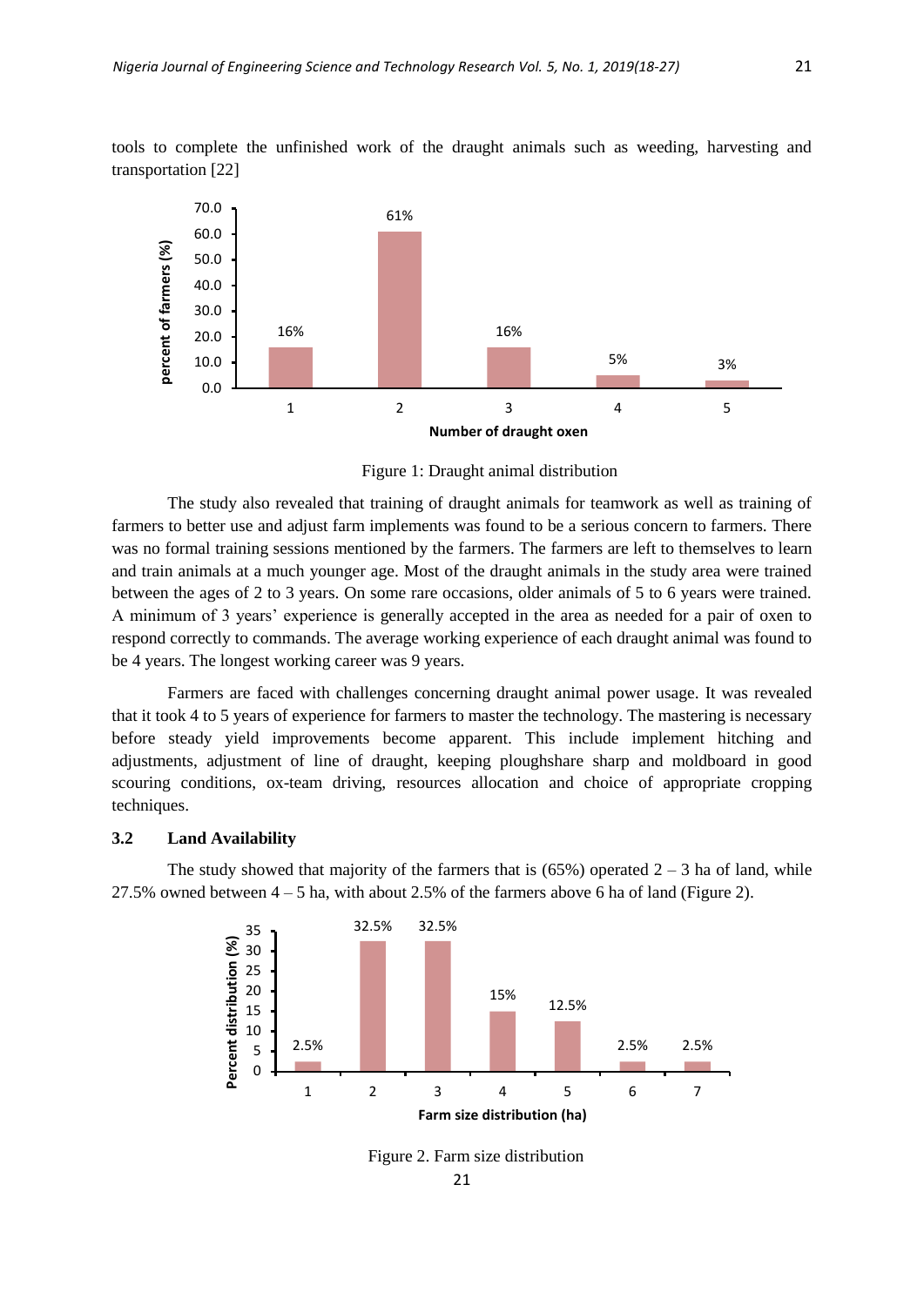tools to complete the unfinished work of the draught animals such as weeding, harvesting and transportation [22]

Figure 1: Draught animal distribution

The study also revealed that training of draught animals for teamwork as well as training of farmers to better use and adjust farm implements was found to be a serious concern to farmers. There was no formal training sessions mentioned by the farmers. The farmers are left to themselves to learn and train animals at a much younger age. Most of the draught animals in the study area were trained between the ages of 2 to 3 years. On some rare occasions, older animals of 5 to 6 years were trained. A minimum of 3 years' experience is generally accepted in the area as needed for a pair of oxen to respond correctly to commands. The average working experience of each draught animal was found to be 4 years. The longest working career was 9 years.

Farmers are faced with challenges concerning draught animal power usage. It was revealed that it took 4 to 5 years of experience for farmers to master the technology. The mastering is necessary before steady yield improvements become apparent. This include implement hitching and adjustments, adjustment of line of draught, keeping ploughshare sharp and moldboard in good scouring conditions, ox-team driving, resources allocation and choice of appropriate cropping techniques.

### 3.2 Land Availability

The study showed that majority of the farmers that is (65%) operated 2 – 3 ha of land, while 27.5% owned between 4 – 5 ha, with about 2.5% of the farmers above 6 ha of land (Figure 2).

Figure 2. Farm size distribution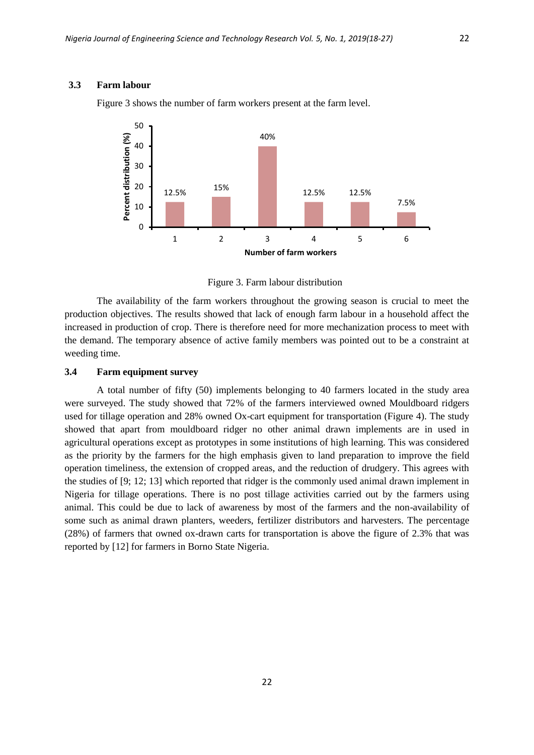### 3.3 Farm labour

Figure 3 shows the number of farm workers present at the farm level.

Figure 3. Farm labour distribution

The availability of the farm workers throughout the growing season is crucial to meet the production objectives. The results showed that lack of enough farm labour in a household affect the increased in production of crop. There is therefore need for more mechanization process to meet with the demand. The temporary absence of active family members was pointed out to be a constraint at weeding time.

### 3.4 Farm equipment survey

A total number of fifty (50) implements belonging to 40 farmers located in the study area were surveyed. The study showed that 72% of the farmers interviewed owned Mouldboard ridgers used for tillage operation and 28% owned Ox-cart equipment for transportation (Figure 4). The study showed that apart from mouldboard ridger no other animal drawn implements are in used in agricultural operations except as prototypes in some institutions of high learning. This was considered as the priority by the farmers for the high emphasis given to land preparation to improve the field operation timeliness, the extension of cropped areas, and the reduction of drudgery. This agrees with the studies of [9; 12; 13] which reported that ridger is the commonly used animal drawn implement in Nigeria for tillage operations. There is no post tillage activities carried out by the farmers using animal. This could be due to lack of awareness by most of the farmers and the non-availability of some such as animal drawn planters, weeders, fertilizer distributors and harvesters. The percentage (28%) of farmers that owned ox-drawn carts for transportation is above the figure of 2.3% that was reported by [12] for farmers in Borno State Nigeria.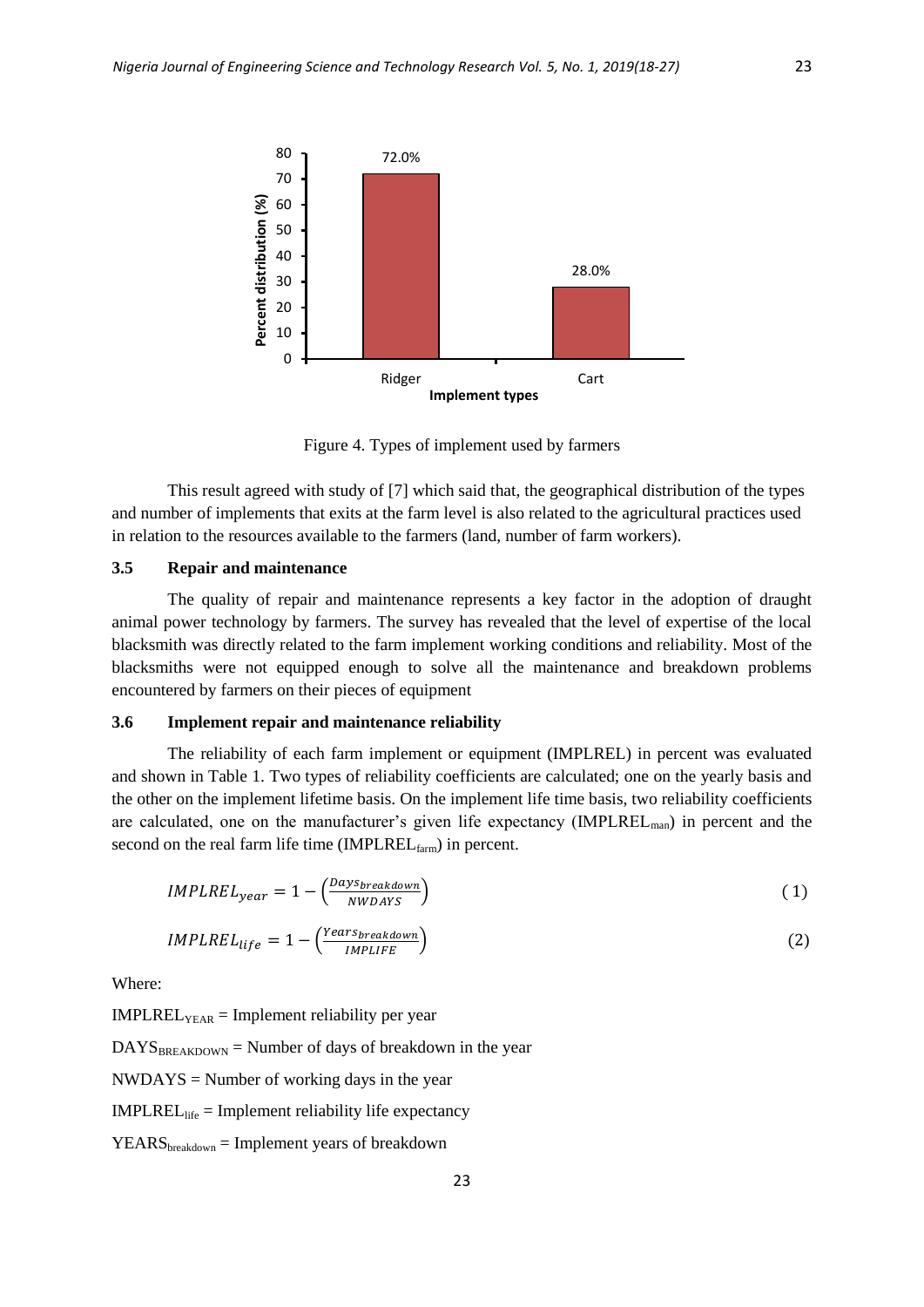Figure 4. Types of implement used by farmers

This result agreed with study of [7] which said that, the geographical distribution of the types and number of implements that exits at the farm level is also related to the agricultural practices used in relation to the resources available to the farmers (land, number of farm workers).

### 3.5 Repair and maintenance

The quality of repair and maintenance represents a key factor in the adoption of draught animal power technology by farmers. The survey has revealed that the level of expertise of the local blacksmith was directly related to the farm implement working conditions and reliability. Most of the blacksmiths were not equipped enough to solve all the maintenance and breakdown problems encountered by farmers on their pieces of equipment

### 3.6 Implement repair and maintenance reliability

The reliability of each farm implement or equipment (IMPLREL) in percent was evaluated and shown in Table 1. Two types of reliability coefficients are calculated; one on the yearly basis and the other on the implement lifetime basis. On the implement life time basis, two reliability coefficients are calculated, one on the manufacturer's given life expectancy ($IMPLREL_{man}$) in percent and the second on the real farm life time ($IMPLREL_{farm}$) in percent.

$$IMPLREL_{year} = 1 - \left(\frac{Days_{breakdown}}{NWDAYS}\right) \tag{1}$$

$$IMPLREL_{life} = 1 - \left(\frac{Years_{breakdown}}{IMPLIFE}\right) \tag{2}$$

Where:

$IMPLREL_{YEAR}$ = Implement reliability per year

$DAYS_{BREAKDOWN}$ = Number of days of breakdown in the year

NWDAYS = Number of working days in the year

$IMPLREL_{life}$ = Implement reliability life expectancy

$YEARS_{breakdown}$ = Implement years of breakdown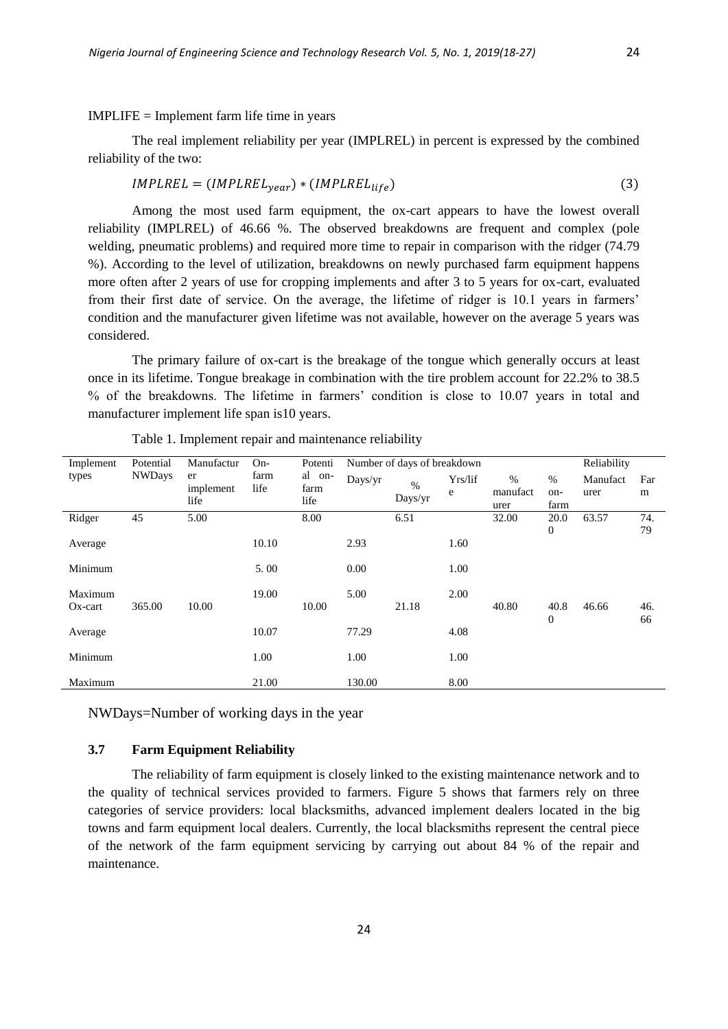IMPLIFE = Implement farm life time in years

The real implement reliability per year (IMPLREL) in percent is expressed by the combined reliability of the two:

$$IMPLREL = (IMPLREL_{year}) * (IMPLREL_{life}) \quad (3)$$

Among the most used farm equipment, the ox-cart appears to have the lowest overall reliability (IMPLREL) of 46.66 %. The observed breakdowns are frequent and complex (pole welding, pneumatic problems) and required more time to repair in comparison with the ridger (74.79 %). According to the level of utilization, breakdowns on newly purchased farm equipment happens more often after 2 years of use for cropping implements and after 3 to 5 years for ox-cart, evaluated from their first date of service. On the average, the lifetime of ridger is 10.1 years in farmers' condition and the manufacturer given lifetime was not available, however on the average 5 years was considered.

The primary failure of ox-cart is the breakage of the tongue which generally occurs at least once in its lifetime. Tongue breakage in combination with the tire problem account for 22.2% to 38.5 % of the breakdowns. The lifetime in farmers' condition is close to 10.07 years in total and manufacturer implement life span is10 years.

Table 1. Implement repair and maintenance reliability

| Implement types | Potential NWDays | Manufacturer implement life | On-farm life | Potential on-farm life | Number of days of breakdown | | | | | Reliability | |
|---|---|---|---|---|---|---|---|---|---|---|---|
| | | | | | Days/yr | % Days/yr | Yrs/life | % manufacturer | % on-farm | Manufacturer | Farm |
| Ridger | 45 | 5.00 | | 8.00 | | 6.51 | | 32.00 | 20.00 | 63.57 | 74.79 |
| Average | | | 10.10 | | 2.93 | | 1.60 | | | | |
| Minimum | | | 5. 00 | | 0.00 | | 1.00 | | | | |
| Maximum | | | 19.00 | | 5.00 | | 2.00 | | | | |
| Ox-cart | 365.00 | 10.00 | | 10.00 | | 21.18 | | 40.80 | 40.80 | 46.66 | 46.66 |
| Average | | | 10.07 | | 77.29 | | 4.08 | | | | |
| Minimum | | | 1.00 | | 1.00 | | 1.00 | | | | |
| Maximum | | | 21.00 | | 130.00 | | 8.00 | | | | |

NWDays=Number of working days in the year

### 3.7 Farm Equipment Reliability

The reliability of farm equipment is closely linked to the existing maintenance network and to the quality of technical services provided to farmers. Figure 5 shows that farmers rely on three categories of service providers: local blacksmiths, advanced implement dealers located in the big towns and farm equipment local dealers. Currently, the local blacksmiths represent the central piece of the network of the farm equipment servicing by carrying out about 84 % of the repair and maintenance.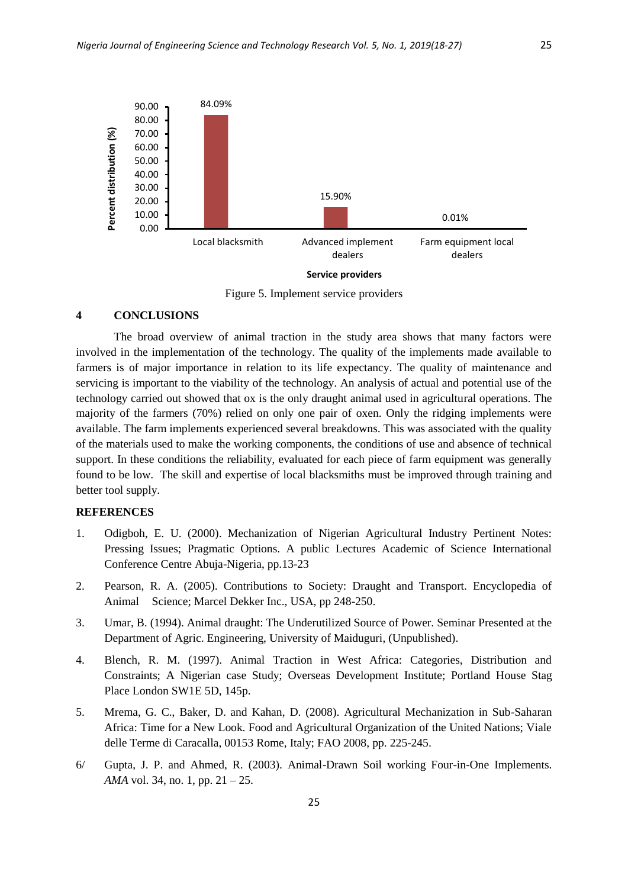Figure 5. Implement service providers

## 4 CONCLUSIONS

The broad overview of animal traction in the study area shows that many factors were involved in the implementation of the technology. The quality of the implements made available to farmers is of major importance in relation to its life expectancy. The quality of maintenance and servicing is important to the viability of the technology. An analysis of actual and potential use of the technology carried out showed that ox is the only draught animal used in agricultural operations. The majority of the farmers (70%) relied on only one pair of oxen. Only the ridging implements were available. The farm implements experienced several breakdowns. This was associated with the quality of the materials used to make the working components, the conditions of use and absence of technical support. In these conditions the reliability, evaluated for each piece of farm equipment was generally found to be low. The skill and expertise of local blacksmiths must be improved through training and better tool supply.

## REFERENCES

1. Odigboh, E. U. (2000). Mechanization of Nigerian Agricultural Industry Pertinent Notes: Pressing Issues; Pragmatic Options. A public Lectures Academic of Science International Conference Centre Abuja-Nigeria, pp.13-23
2. Pearson, R. A. (2005). Contributions to Society: Draught and Transport. Encyclopedia of Animal Science; Marcel Dekker Inc., USA, pp 248-250.
3. Umar, B. (1994). Animal draught: The Underutilized Source of Power. Seminar Presented at the Department of Agric. Engineering, University of Maiduguri, (Unpublished).
4. Blench, R. M. (1997). Animal Traction in West Africa: Categories, Distribution and Constraints; A Nigerian case Study; Overseas Development Institute; Portland House Stag Place London SW1E 5D, 145p.
5. Mrema, G. C., Baker, D. and Kahan, D. (2008). Agricultural Mechanization in Sub-Saharan Africa: Time for a New Look. Food and Agricultural Organization of the United Nations; Viale delle Terme di Caracalla, 00153 Rome, Italy; FAO 2008, pp. 225-245.
6. Gupta, J. P. and Ahmed, R. (2003). Animal-Drawn Soil working Four-in-One Implements. *AMA* vol. 34, no. 1, pp. 21 – 25.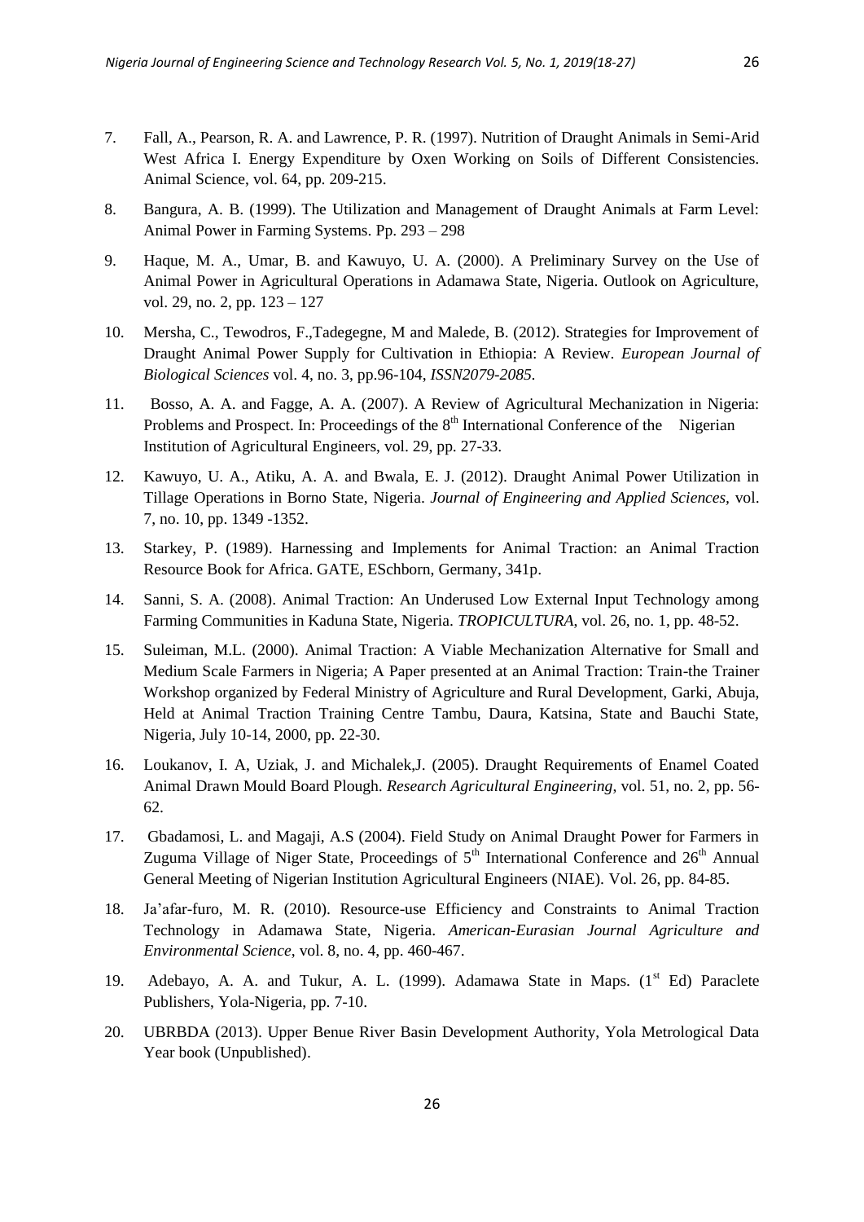7. Fall, A., Pearson, R. A. and Lawrence, P. R. (1997). Nutrition of Draught Animals in Semi-Arid West Africa I. Energy Expenditure by Oxen Working on Soils of Different Consistencies. Animal Science, vol. 64, pp. 209-215.

8. Bangura, A. B. (1999). The Utilization and Management of Draught Animals at Farm Level: Animal Power in Farming Systems. Pp. 293 – 298

9. Haque, M. A., Umar, B. and Kawuyo, U. A. (2000). A Preliminary Survey on the Use of Animal Power in Agricultural Operations in Adamawa State, Nigeria. Outlook on Agriculture, vol. 29, no. 2, pp. 123 – 127

10. Mersha, C., Tewodros, F.,Tadegegne, M and Malede, B. (2012). Strategies for Improvement of Draught Animal Power Supply for Cultivation in Ethiopia: A Review. *European Journal of Biological Sciences* vol. 4, no. 3, pp.96-104, *ISSN2079-2085.*

11. Bosso, A. A. and Fagge, A. A. (2007). A Review of Agricultural Mechanization in Nigeria: Problems and Prospect. In: Proceedings of the 8th International Conference of the Nigerian Institution of Agricultural Engineers, vol. 29, pp. 27-33.

12. Kawuyo, U. A., Atiku, A. A. and Bwala, E. J. (2012). Draught Animal Power Utilization in Tillage Operations in Borno State, Nigeria. *Journal of Engineering and Applied Sciences*, vol. 7, no. 10, pp. 1349 -1352.

13. Starkey, P. (1989). Harnessing and Implements for Animal Traction: an Animal Traction Resource Book for Africa. GATE, ESchborn, Germany, 341p.

14. Sanni, S. A. (2008). Animal Traction: An Underused Low External Input Technology among Farming Communities in Kaduna State, Nigeria. *TROPICULTURA*, vol. 26, no. 1, pp. 48-52.

15. Suleiman, M.L. (2000). Animal Traction: A Viable Mechanization Alternative for Small and Medium Scale Farmers in Nigeria; A Paper presented at an Animal Traction: Train-the Trainer Workshop organized by Federal Ministry of Agriculture and Rural Development, Garki, Abuja, Held at Animal Traction Training Centre Tambu, Daura, Katsina, State and Bauchi State, Nigeria, July 10-14, 2000, pp. 22-30.

16. Loukanov, I. A, Uziak, J. and Michalek,J. (2005). Draught Requirements of Enamel Coated Animal Drawn Mould Board Plough. *Research Agricultural Engineering*, vol. 51, no. 2, pp. 56-62.

17. Gbadamosi, L. and Magaji, A.S (2004). Field Study on Animal Draught Power for Farmers in Zuguma Village of Niger State, Proceedings of 5th International Conference and 26th Annual General Meeting of Nigerian Institution Agricultural Engineers (NIAE). Vol. 26, pp. 84-85.

18. Ja'afar-furo, M. R. (2010). Resource-use Efficiency and Constraints to Animal Traction Technology in Adamawa State, Nigeria. *American-Eurasian Journal Agriculture and Environmental Science*, vol. 8, no. 4, pp. 460-467.

19. Adebayo, A. A. and Tukur, A. L. (1999). Adamawa State in Maps. (1st Ed) Paraclete Publishers, Yola-Nigeria, pp. 7-10.

20. UBRBDA (2013). Upper Benue River Basin Development Authority, Yola Metrological Data Year book (Unpublished).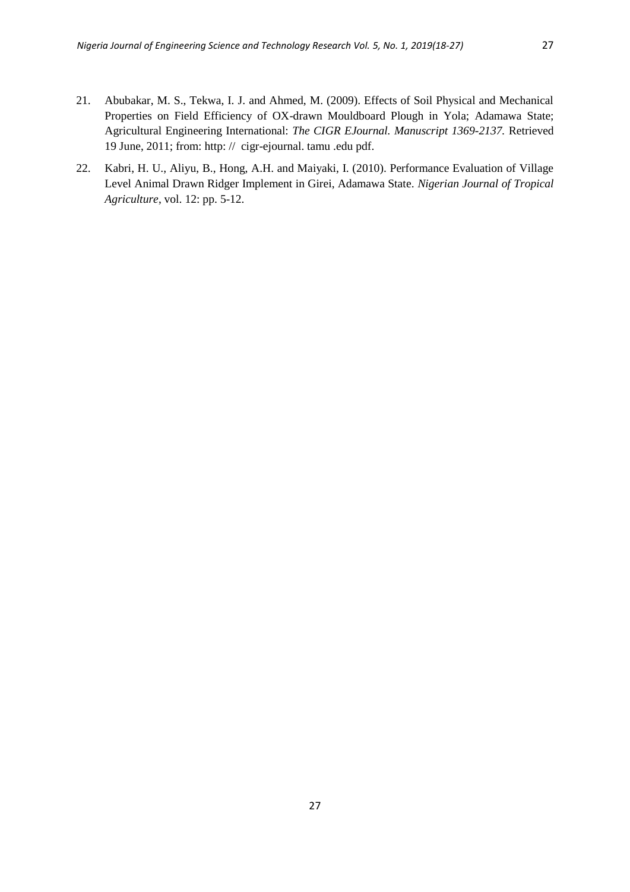21. Abubakar, M. S., Tekwa, I. J. and Ahmed, M. (2009). Effects of Soil Physical and Mechanical Properties on Field Efficiency of OX-drawn Mouldboard Plough in Yola; Adamawa State; Agricultural Engineering International: *The CIGR EJournal. Manuscript 1369-2137.* Retrieved 19 June, 2011; from: http: // cigr-ejournal. tamu .edu pdf.

22. Kabri, H. U., Aliyu, B., Hong, A.H. and Maiyaki, I. (2010). Performance Evaluation of Village Level Animal Drawn Ridger Implement in Girei, Adamawa State. *Nigerian Journal of Tropical Agriculture*, vol. 12: pp. 5-12.